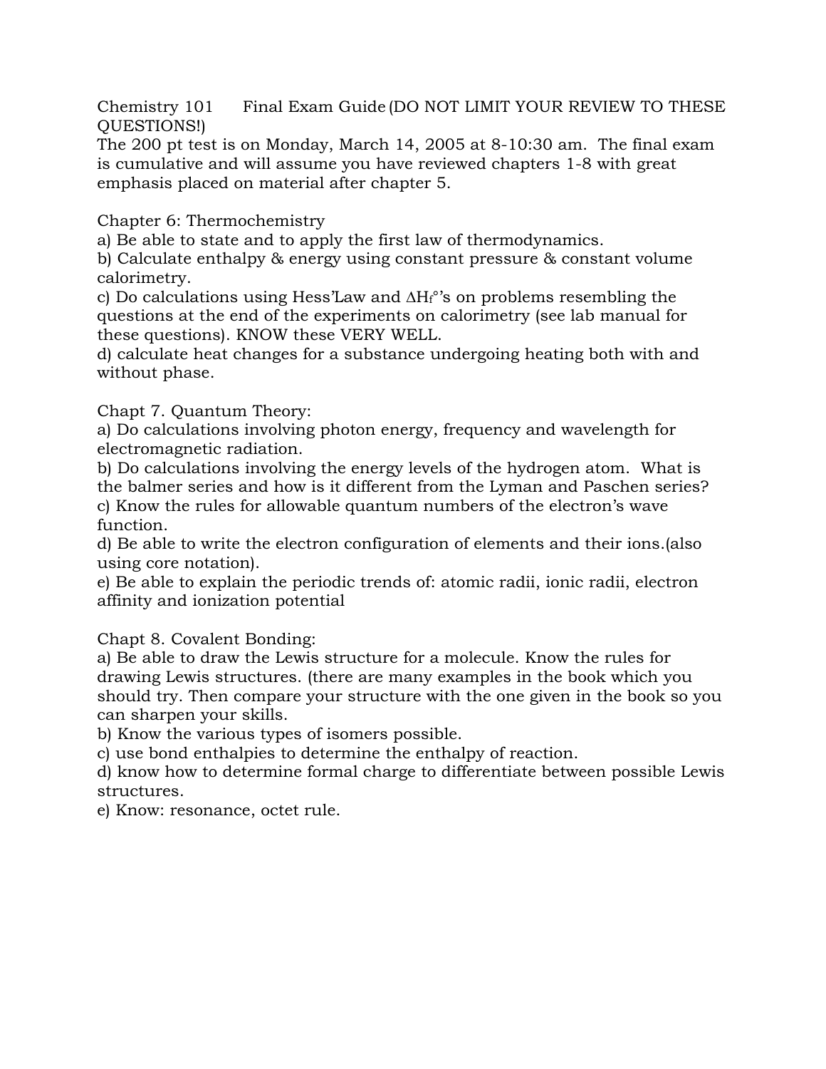Chemistry 101 Final Exam Guide (DO NOT LIMIT YOUR REVIEW TO THESE QUESTIONS!)

The 200 pt test is on Monday, March 14, 2005 at 8-10:30 am. The final exam is cumulative and will assume you have reviewed chapters 1-8 with great emphasis placed on material after chapter 5.

Chapter 6: Thermochemistry

a) Be able to state and to apply the first law of thermodynamics.
b) Calculate enthalpy & energy using constant pressure & constant volume calorimetry.
c) Do calculations using Hess'Law and $\Delta H_f°$'s on problems resembling the questions at the end of the experiments on calorimetry (see lab manual for these questions). KNOW these VERY WELL.
d) calculate heat changes for a substance undergoing heating both with and without phase.

Chapt 7. Quantum Theory:

a) Do calculations involving photon energy, frequency and wavelength for electromagnetic radiation.
b) Do calculations involving the energy levels of the hydrogen atom. What is the balmer series and how is it different from the Lyman and Paschen series?
c) Know the rules for allowable quantum numbers of the electron's wave function.
d) Be able to write the electron configuration of elements and their ions.(also using core notation).
e) Be able to explain the periodic trends of: atomic radii, ionic radii, electron affinity and ionization potential

Chapt 8. Covalent Bonding:

a) Be able to draw the Lewis structure for a molecule. Know the rules for drawing Lewis structures. (there are many examples in the book which you should try. Then compare your structure with the one given in the book so you can sharpen your skills.
b) Know the various types of isomers possible.
c) use bond enthalpies to determine the enthalpy of reaction.
d) know how to determine formal charge to differentiate between possible Lewis structures.
e) Know: resonance, octet rule.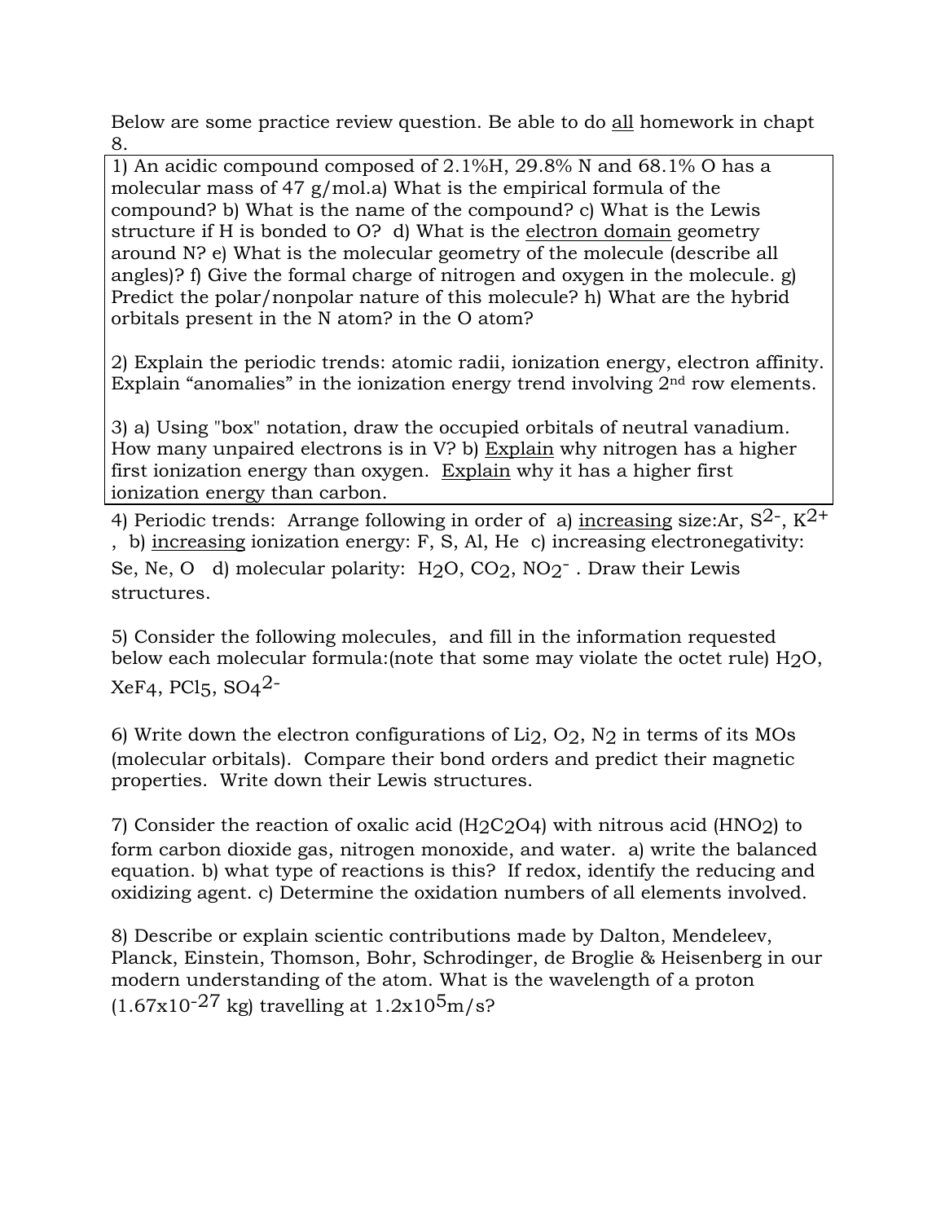Below are some practice review question. Be able to do <u>all</u> homework in chapt 8.

1) An acidic compound composed of 2.1%H, 29.8% N and 68.1% O has a molecular mass of 47 g/mol.a) What is the empirical formula of the compound? b) What is the name of the compound? c) What is the Lewis structure if H is bonded to O? d) What is the <u>electron domain</u> geometry around N? e) What is the molecular geometry of the molecule (describe all angles)? f) Give the formal charge of nitrogen and oxygen in the molecule. g) Predict the polar/nonpolar nature of this molecule? h) What are the hybrid orbitals present in the N atom? in the O atom?

2) Explain the periodic trends: atomic radii, ionization energy, electron affinity. Explain "anomalies" in the ionization energy trend involving 2nd row elements.

3) a) Using "box" notation, draw the occupied orbitals of neutral vanadium. How many unpaired electrons is in V? b) <u>Explain</u> why nitrogen has a higher first ionization energy than oxygen. <u>Explain</u> why it has a higher first ionization energy than carbon.

4) Periodic trends: Arrange following in order of a) <u>increasing</u> size:Ar, $S^{2-}$, $K^{2+}$, b) <u>increasing</u> ionization energy: F, S, Al, He c) increasing electronegativity: Se, Ne, O d) molecular polarity: $H_2O$, $CO_2$, $NO_2^-$ . Draw their Lewis structures.

5) Consider the following molecules, and fill in the information requested below each molecular formula:(note that some may violate the octet rule) $H_2O$, $XeF_4$, $PCl_5$, $SO_4^{2-}$

6) Write down the electron configurations of $Li_2$, $O_2$, $N_2$ in terms of its MOs (molecular orbitals). Compare their bond orders and predict their magnetic properties. Write down their Lewis structures.

7) Consider the reaction of oxalic acid ($H_2C_2O_4$) with nitrous acid ($HNO_2$) to form carbon dioxide gas, nitrogen monoxide, and water. a) write the balanced equation. b) what type of reactions is this? If redox, identify the reducing and oxidizing agent. c) Determine the oxidation numbers of all elements involved.

8) Describe or explain scientic contributions made by Dalton, Mendeleev, Planck, Einstein, Thomson, Bohr, Schrodinger, de Broglie & Heisenberg in our modern understanding of the atom. What is the wavelength of a proton ($1.67 \times 10^{-27}$ kg) travelling at $1.2 \times 10^5$m/s?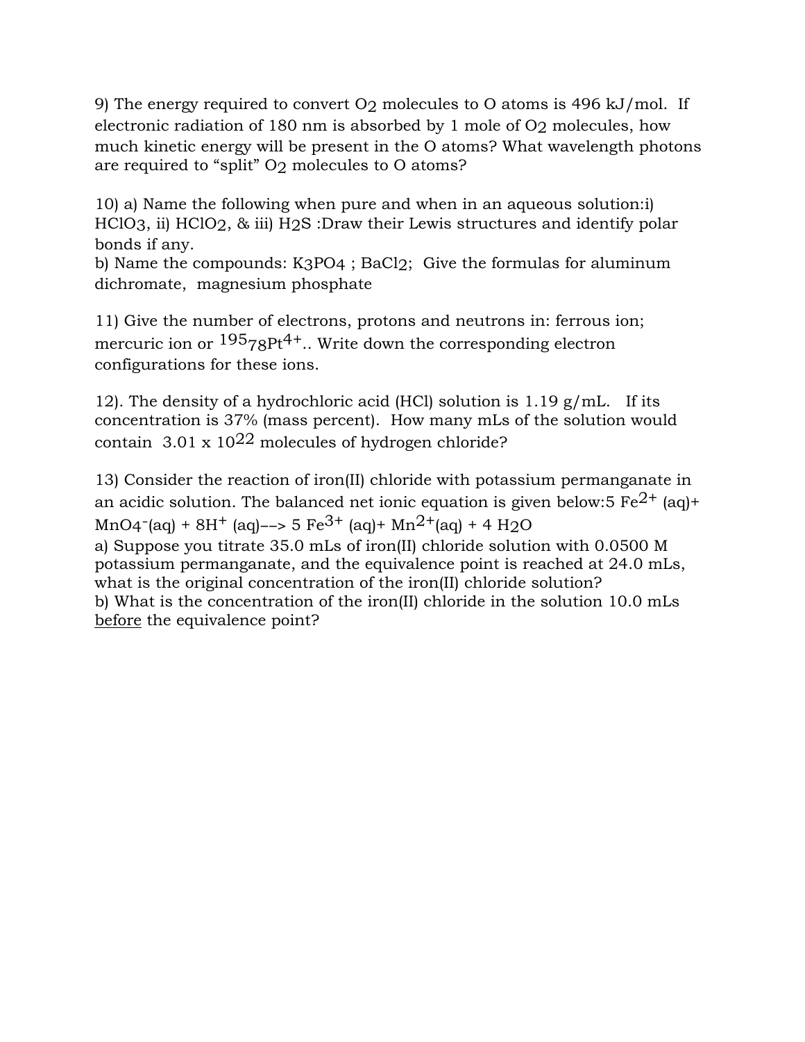9) The energy required to convert $O_2$ molecules to O atoms is 496 kJ/mol. If electronic radiation of 180 nm is absorbed by 1 mole of $O_2$ molecules, how much kinetic energy will be present in the O atoms? What wavelength photons are required to “split” $O_2$ molecules to O atoms?

10) a) Name the following when pure and when in an aqueous solution:i) $HClO_3$, ii) $HClO_2$, & iii) $H_2S$ :Draw their Lewis structures and identify polar bonds if any.
b) Name the compounds: $K_3PO_4$ ; $BaCl_2$; Give the formulas for aluminum dichromate, magnesium phosphate

11) Give the number of electrons, protons and neutrons in: ferrous ion; mercuric ion or $^{195}_{78}Pt^{4+}$.. Write down the corresponding electron configurations for these ions.

12). The density of a hydrochloric acid (HCl) solution is 1.19 g/mL. If its concentration is 37% (mass percent). How many mLs of the solution would contain $3.01 \times 10^{22}$ molecules of hydrogen chloride?

13) Consider the reaction of iron(II) chloride with potassium permanganate in an acidic solution. The balanced net ionic equation is given below:5 $Fe^{2+}$ (aq)+ $MnO_4^-$(aq) + 8$H^+$ (aq)--> 5 $Fe^{3+}$ (aq)+ $Mn^{2+}$(aq) + 4 $H_2O$
a) Suppose you titrate 35.0 mLs of iron(II) chloride solution with 0.0500 M potassium permanganate, and the equivalence point is reached at 24.0 mLs, what is the original concentration of the iron(II) chloride solution?
b) What is the concentration of the iron(II) chloride in the solution 10.0 mLs <u>before</u> the equivalence point?